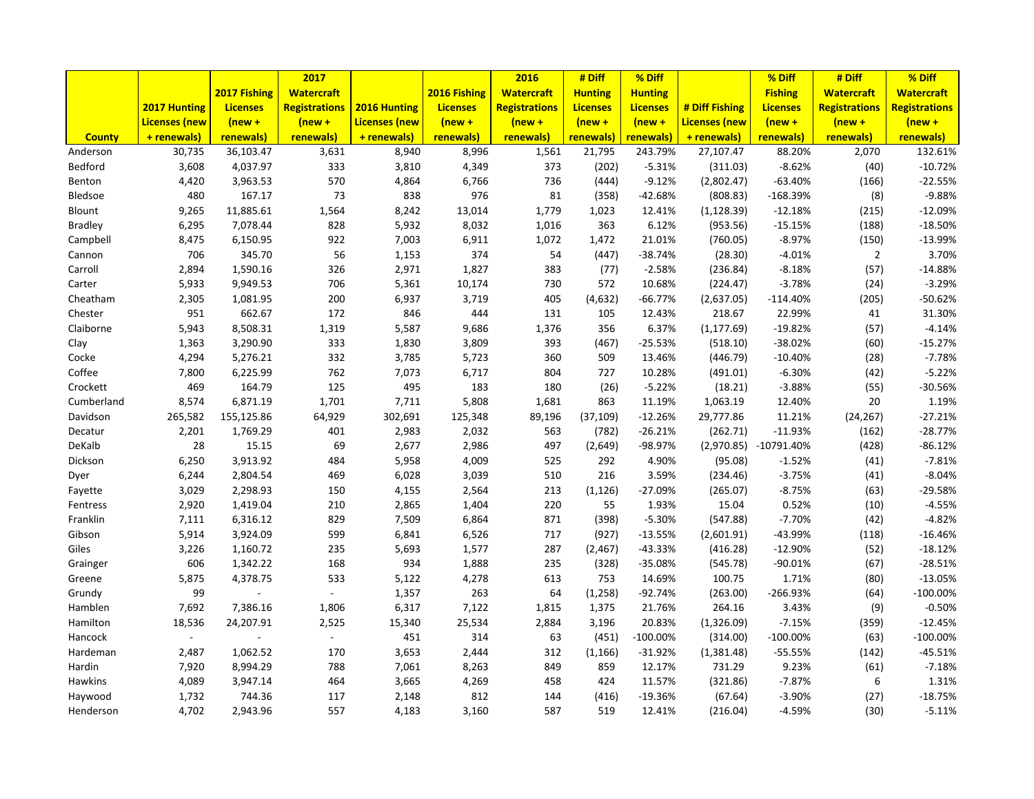| County | 2017 Hunting Licenses (new + renewals) | 2017 Fishing Licenses (new + renewals) | 2017 Watercraft Registrations (new + renewals) | 2016 Hunting Licenses (new + renewals) | 2016 Fishing Licenses (new + renewals) | 2016 Watercraft Registrations (new + renewals) | # Diff Hunting Licenses (new + renewals) | % Diff Hunting Licenses (new + renewals) | # Diff Fishing Licenses (new + renewals) | % Diff Fishing Licenses (new + renewals) | # Diff Watercraft Registrations (new + renewals) | % Diff Watercraft Registrations (new + renewals) |
|---|---|---|---|---|---|---|---|---|---|---|---|---|
| Anderson | 30,735 | 36,103.47 | 3,631 | 8,940 | 8,996 | 1,561 | 21,795 | 243.79% | 27,107.47 | 88.20% | 2,070 | 132.61% |
| Bedford | 3,608 | 4,037.97 | 333 | 3,810 | 4,349 | 373 | (202) | -5.31% | (311.03) | -8.62% | (40) | -10.72% |
| Benton | 4,420 | 3,963.53 | 570 | 4,864 | 6,766 | 736 | (444) | -9.12% | (2,802.47) | -63.40% | (166) | -22.55% |
| Bledsoe | 480 | 167.17 | 73 | 838 | 976 | 81 | (358) | -42.68% | (808.83) | -168.39% | (8) | -9.88% |
| Blount | 9,265 | 11,885.61 | 1,564 | 8,242 | 13,014 | 1,779 | 1,023 | 12.41% | (1,128.39) | -12.18% | (215) | -12.09% |
| Bradley | 6,295 | 7,078.44 | 828 | 5,932 | 8,032 | 1,016 | 363 | 6.12% | (953.56) | -15.15% | (188) | -18.50% |
| Campbell | 8,475 | 6,150.95 | 922 | 7,003 | 6,911 | 1,072 | 1,472 | 21.01% | (760.05) | -8.97% | (150) | -13.99% |
| Cannon | 706 | 345.70 | 56 | 1,153 | 374 | 54 | (447) | -38.74% | (28.30) | -4.01% | 2 | 3.70% |
| Carroll | 2,894 | 1,590.16 | 326 | 2,971 | 1,827 | 383 | (77) | -2.58% | (236.84) | -8.18% | (57) | -14.88% |
| Carter | 5,933 | 9,949.53 | 706 | 5,361 | 10,174 | 730 | 572 | 10.68% | (224.47) | -3.78% | (24) | -3.29% |
| Cheatham | 2,305 | 1,081.95 | 200 | 6,937 | 3,719 | 405 | (4,632) | -66.77% | (2,637.05) | -114.40% | (205) | -50.62% |
| Chester | 951 | 662.67 | 172 | 846 | 444 | 131 | 105 | 12.43% | 218.67 | 22.99% | 41 | 31.30% |
| Claiborne | 5,943 | 8,508.31 | 1,319 | 5,587 | 9,686 | 1,376 | 356 | 6.37% | (1,177.69) | -19.82% | (57) | -4.14% |
| Clay | 1,363 | 3,290.90 | 333 | 1,830 | 3,809 | 393 | (467) | -25.53% | (518.10) | -38.02% | (60) | -15.27% |
| Cocke | 4,294 | 5,276.21 | 332 | 3,785 | 5,723 | 360 | 509 | 13.46% | (446.79) | -10.40% | (28) | -7.78% |
| Coffee | 7,800 | 6,225.99 | 762 | 7,073 | 6,717 | 804 | 727 | 10.28% | (491.01) | -6.30% | (42) | -5.22% |
| Crockett | 469 | 164.79 | 125 | 495 | 183 | 180 | (26) | -5.22% | (18.21) | -3.88% | (55) | -30.56% |
| Cumberland | 8,574 | 6,871.19 | 1,701 | 7,711 | 5,808 | 1,681 | 863 | 11.19% | 1,063.19 | 12.40% | 20 | 1.19% |
| Davidson | 265,582 | 155,125.86 | 64,929 | 302,691 | 125,348 | 89,196 | (37,109) | -12.26% | 29,777.86 | 11.21% | (24,267) | -27.21% |
| Decatur | 2,201 | 1,769.29 | 401 | 2,983 | 2,032 | 563 | (782) | -26.21% | (262.71) | -11.93% | (162) | -28.77% |
| DeKalb | 28 | 15.15 | 69 | 2,677 | 2,986 | 497 | (2,649) | -98.97% | (2,970.85) | -10791.40% | (428) | -86.12% |
| Dickson | 6,250 | 3,913.92 | 484 | 5,958 | 4,009 | 525 | 292 | 4.90% | (95.08) | -1.52% | (41) | -7.81% |
| Dyer | 6,244 | 2,804.54 | 469 | 6,028 | 3,039 | 510 | 216 | 3.59% | (234.46) | -3.75% | (41) | -8.04% |
| Fayette | 3,029 | 2,298.93 | 150 | 4,155 | 2,564 | 213 | (1,126) | -27.09% | (265.07) | -8.75% | (63) | -29.58% |
| Fentress | 2,920 | 1,419.04 | 210 | 2,865 | 1,404 | 220 | 55 | 1.93% | 15.04 | 0.52% | (10) | -4.55% |
| Franklin | 7,111 | 6,316.12 | 829 | 7,509 | 6,864 | 871 | (398) | -5.30% | (547.88) | -7.70% | (42) | -4.82% |
| Gibson | 5,914 | 3,924.09 | 599 | 6,841 | 6,526 | 717 | (927) | -13.55% | (2,601.91) | -43.99% | (118) | -16.46% |
| Giles | 3,226 | 1,160.72 | 235 | 5,693 | 1,577 | 287 | (2,467) | -43.33% | (416.28) | -12.90% | (52) | -18.12% |
| Grainger | 606 | 1,342.22 | 168 | 934 | 1,888 | 235 | (328) | -35.08% | (545.78) | -90.01% | (67) | -28.51% |
| Greene | 5,875 | 4,378.75 | 533 | 5,122 | 4,278 | 613 | 753 | 14.69% | 100.75 | 1.71% | (80) | -13.05% |
| Grundy | 99 | - | - | 1,357 | 263 | 64 | (1,258) | -92.74% | (263.00) | -266.93% | (64) | -100.00% |
| Hamblen | 7,692 | 7,386.16 | 1,806 | 6,317 | 7,122 | 1,815 | 1,375 | 21.76% | 264.16 | 3.43% | (9) | -0.50% |
| Hamilton | 18,536 | 24,207.91 | 2,525 | 15,340 | 25,534 | 2,884 | 3,196 | 20.83% | (1,326.09) | -7.15% | (359) | -12.45% |
| Hancock | - | - | - | 451 | 314 | 63 | (451) | -100.00% | (314.00) | -100.00% | (63) | -100.00% |
| Hardeman | 2,487 | 1,062.52 | 170 | 3,653 | 2,444 | 312 | (1,166) | -31.92% | (1,381.48) | -55.55% | (142) | -45.51% |
| Hardin | 7,920 | 8,994.29 | 788 | 7,061 | 8,263 | 849 | 859 | 12.17% | 731.29 | 9.23% | (61) | -7.18% |
| Hawkins | 4,089 | 3,947.14 | 464 | 3,665 | 4,269 | 458 | 424 | 11.57% | (321.86) | -7.87% | 6 | 1.31% |
| Haywood | 1,732 | 744.36 | 117 | 2,148 | 812 | 144 | (416) | -19.36% | (67.64) | -3.90% | (27) | -18.75% |
| Henderson | 4,702 | 2,943.96 | 557 | 4,183 | 3,160 | 587 | 519 | 12.41% | (216.04) | -4.59% | (30) | -5.11% |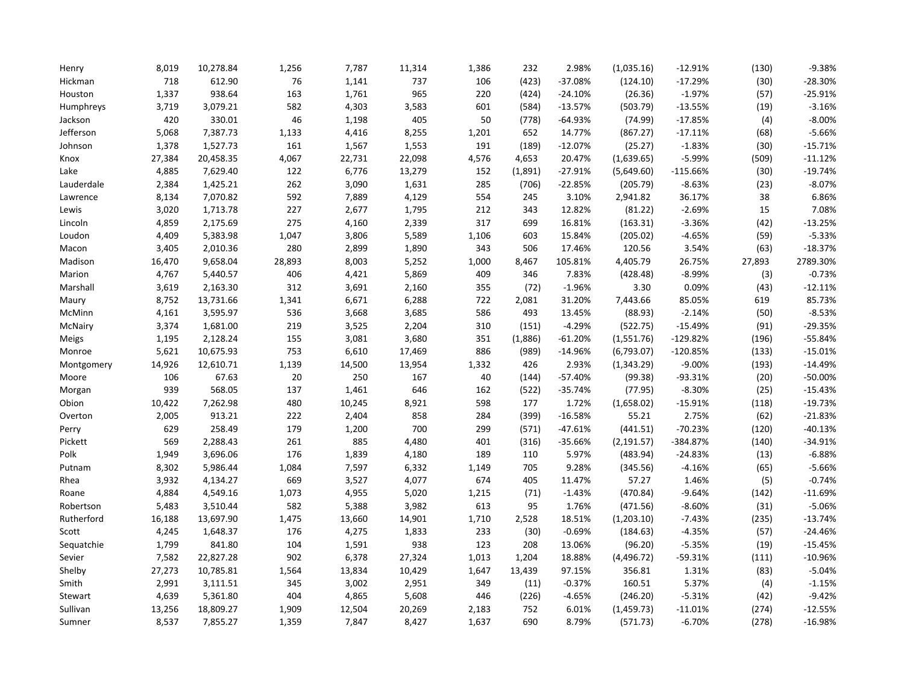| | | | | | | | | | | | | |
|---|---|---|---|---|---|---|---|---|---|---|---|---|
| Henry | 8,019 | 10,278.84 | 1,256 | 7,787 | 11,314 | 1,386 | 232 | 2.98% | (1,035.16) | -12.91% | (130) | -9.38% |
| Hickman | 718 | 612.90 | 76 | 1,141 | 737 | 106 | (423) | -37.08% | (124.10) | -17.29% | (30) | -28.30% |
| Houston | 1,337 | 938.64 | 163 | 1,761 | 965 | 220 | (424) | -24.10% | (26.36) | -1.97% | (57) | -25.91% |
| Humphreys | 3,719 | 3,079.21 | 582 | 4,303 | 3,583 | 601 | (584) | -13.57% | (503.79) | -13.55% | (19) | -3.16% |
| Jackson | 420 | 330.01 | 46 | 1,198 | 405 | 50 | (778) | -64.93% | (74.99) | -17.85% | (4) | -8.00% |
| Jefferson | 5,068 | 7,387.73 | 1,133 | 4,416 | 8,255 | 1,201 | 652 | 14.77% | (867.27) | -17.11% | (68) | -5.66% |
| Johnson | 1,378 | 1,527.73 | 161 | 1,567 | 1,553 | 191 | (189) | -12.07% | (25.27) | -1.83% | (30) | -15.71% |
| Knox | 27,384 | 20,458.35 | 4,067 | 22,731 | 22,098 | 4,576 | 4,653 | 20.47% | (1,639.65) | -5.99% | (509) | -11.12% |
| Lake | 4,885 | 7,629.40 | 122 | 6,776 | 13,279 | 152 | (1,891) | -27.91% | (5,649.60) | -115.66% | (30) | -19.74% |
| Lauderdale | 2,384 | 1,425.21 | 262 | 3,090 | 1,631 | 285 | (706) | -22.85% | (205.79) | -8.63% | (23) | -8.07% |
| Lawrence | 8,134 | 7,070.82 | 592 | 7,889 | 4,129 | 554 | 245 | 3.10% | 2,941.82 | 36.17% | 38 | 6.86% |
| Lewis | 3,020 | 1,713.78 | 227 | 2,677 | 1,795 | 212 | 343 | 12.82% | (81.22) | -2.69% | 15 | 7.08% |
| Lincoln | 4,859 | 2,175.69 | 275 | 4,160 | 2,339 | 317 | 699 | 16.81% | (163.31) | -3.36% | (42) | -13.25% |
| Loudon | 4,409 | 5,383.98 | 1,047 | 3,806 | 5,589 | 1,106 | 603 | 15.84% | (205.02) | -4.65% | (59) | -5.33% |
| Macon | 3,405 | 2,010.36 | 280 | 2,899 | 1,890 | 343 | 506 | 17.46% | 120.56 | 3.54% | (63) | -18.37% |
| Madison | 16,470 | 9,658.04 | 28,893 | 8,003 | 5,252 | 1,000 | 8,467 | 105.81% | 4,405.79 | 26.75% | 27,893 | 2789.30% |
| Marion | 4,767 | 5,440.57 | 406 | 4,421 | 5,869 | 409 | 346 | 7.83% | (428.48) | -8.99% | (3) | -0.73% |
| Marshall | 3,619 | 2,163.30 | 312 | 3,691 | 2,160 | 355 | (72) | -1.96% | 3.30 | 0.09% | (43) | -12.11% |
| Maury | 8,752 | 13,731.66 | 1,341 | 6,671 | 6,288 | 722 | 2,081 | 31.20% | 7,443.66 | 85.05% | 619 | 85.73% |
| McMinn | 4,161 | 3,595.97 | 536 | 3,668 | 3,685 | 586 | 493 | 13.45% | (88.93) | -2.14% | (50) | -8.53% |
| McNairy | 3,374 | 1,681.00 | 219 | 3,525 | 2,204 | 310 | (151) | -4.29% | (522.75) | -15.49% | (91) | -29.35% |
| Meigs | 1,195 | 2,128.24 | 155 | 3,081 | 3,680 | 351 | (1,886) | -61.20% | (1,551.76) | -129.82% | (196) | -55.84% |
| Monroe | 5,621 | 10,675.93 | 753 | 6,610 | 17,469 | 886 | (989) | -14.96% | (6,793.07) | -120.85% | (133) | -15.01% |
| Montgomery | 14,926 | 12,610.71 | 1,139 | 14,500 | 13,954 | 1,332 | 426 | 2.93% | (1,343.29) | -9.00% | (193) | -14.49% |
| Moore | 106 | 67.63 | 20 | 250 | 167 | 40 | (144) | -57.40% | (99.38) | -93.31% | (20) | -50.00% |
| Morgan | 939 | 568.05 | 137 | 1,461 | 646 | 162 | (522) | -35.74% | (77.95) | -8.30% | (25) | -15.43% |
| Obion | 10,422 | 7,262.98 | 480 | 10,245 | 8,921 | 598 | 177 | 1.72% | (1,658.02) | -15.91% | (118) | -19.73% |
| Overton | 2,005 | 913.21 | 222 | 2,404 | 858 | 284 | (399) | -16.58% | 55.21 | 2.75% | (62) | -21.83% |
| Perry | 629 | 258.49 | 179 | 1,200 | 700 | 299 | (571) | -47.61% | (441.51) | -70.23% | (120) | -40.13% |
| Pickett | 569 | 2,288.43 | 261 | 885 | 4,480 | 401 | (316) | -35.66% | (2,191.57) | -384.87% | (140) | -34.91% |
| Polk | 1,949 | 3,696.06 | 176 | 1,839 | 4,180 | 189 | 110 | 5.97% | (483.94) | -24.83% | (13) | -6.88% |
| Putnam | 8,302 | 5,986.44 | 1,084 | 7,597 | 6,332 | 1,149 | 705 | 9.28% | (345.56) | -4.16% | (65) | -5.66% |
| Rhea | 3,932 | 4,134.27 | 669 | 3,527 | 4,077 | 674 | 405 | 11.47% | 57.27 | 1.46% | (5) | -0.74% |
| Roane | 4,884 | 4,549.16 | 1,073 | 4,955 | 5,020 | 1,215 | (71) | -1.43% | (470.84) | -9.64% | (142) | -11.69% |
| Robertson | 5,483 | 3,510.44 | 582 | 5,388 | 3,982 | 613 | 95 | 1.76% | (471.56) | -8.60% | (31) | -5.06% |
| Rutherford | 16,188 | 13,697.90 | 1,475 | 13,660 | 14,901 | 1,710 | 2,528 | 18.51% | (1,203.10) | -7.43% | (235) | -13.74% |
| Scott | 4,245 | 1,648.37 | 176 | 4,275 | 1,833 | 233 | (30) | -0.69% | (184.63) | -4.35% | (57) | -24.46% |
| Sequatchie | 1,799 | 841.80 | 104 | 1,591 | 938 | 123 | 208 | 13.06% | (96.20) | -5.35% | (19) | -15.45% |
| Sevier | 7,582 | 22,827.28 | 902 | 6,378 | 27,324 | 1,013 | 1,204 | 18.88% | (4,496.72) | -59.31% | (111) | -10.96% |
| Shelby | 27,273 | 10,785.81 | 1,564 | 13,834 | 10,429 | 1,647 | 13,439 | 97.15% | 356.81 | 1.31% | (83) | -5.04% |
| Smith | 2,991 | 3,111.51 | 345 | 3,002 | 2,951 | 349 | (11) | -0.37% | 160.51 | 5.37% | (4) | -1.15% |
| Stewart | 4,639 | 5,361.80 | 404 | 4,865 | 5,608 | 446 | (226) | -4.65% | (246.20) | -5.31% | (42) | -9.42% |
| Sullivan | 13,256 | 18,809.27 | 1,909 | 12,504 | 20,269 | 2,183 | 752 | 6.01% | (1,459.73) | -11.01% | (274) | -12.55% |
| Sumner | 8,537 | 7,855.27 | 1,359 | 7,847 | 8,427 | 1,637 | 690 | 8.79% | (571.73) | -6.70% | (278) | -16.98% |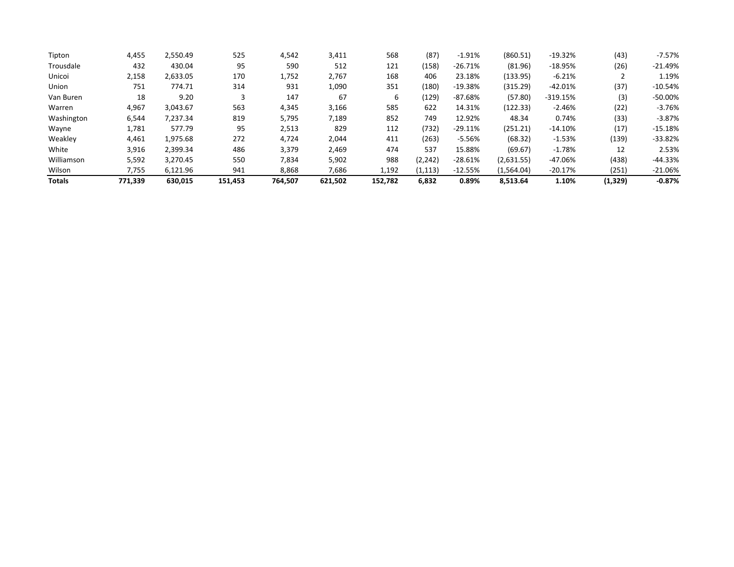| | | | | | | | | | | | | |
|---|---|---|---|---|---|---|---|---|---|---|---|---|
| Tipton | 4,455 | 2,550.49 | 525 | 4,542 | 3,411 | 568 | (87) | -1.91% | (860.51) | -19.32% | (43) | -7.57% |
| Trousdale | 432 | 430.04 | 95 | 590 | 512 | 121 | (158) | -26.71% | (81.96) | -18.95% | (26) | -21.49% |
| Unicoi | 2,158 | 2,633.05 | 170 | 1,752 | 2,767 | 168 | 406 | 23.18% | (133.95) | -6.21% | 2 | 1.19% |
| Union | 751 | 774.71 | 314 | 931 | 1,090 | 351 | (180) | -19.38% | (315.29) | -42.01% | (37) | -10.54% |
| Van Buren | 18 | 9.20 | 3 | 147 | 67 | 6 | (129) | -87.68% | (57.80) | -319.15% | (3) | -50.00% |
| Warren | 4,967 | 3,043.67 | 563 | 4,345 | 3,166 | 585 | 622 | 14.31% | (122.33) | -2.46% | (22) | -3.76% |
| Washington | 6,544 | 7,237.34 | 819 | 5,795 | 7,189 | 852 | 749 | 12.92% | 48.34 | 0.74% | (33) | -3.87% |
| Wayne | 1,781 | 577.79 | 95 | 2,513 | 829 | 112 | (732) | -29.11% | (251.21) | -14.10% | (17) | -15.18% |
| Weakley | 4,461 | 1,975.68 | 272 | 4,724 | 2,044 | 411 | (263) | -5.56% | (68.32) | -1.53% | (139) | -33.82% |
| White | 3,916 | 2,399.34 | 486 | 3,379 | 2,469 | 474 | 537 | 15.88% | (69.67) | -1.78% | 12 | 2.53% |
| Williamson | 5,592 | 3,270.45 | 550 | 7,834 | 5,902 | 988 | (2,242) | -28.61% | (2,631.55) | -47.06% | (438) | -44.33% |
| Wilson | 7,755 | 6,121.96 | 941 | 8,868 | 7,686 | 1,192 | (1,113) | -12.55% | (1,564.04) | -20.17% | (251) | -21.06% |
| **Totals** | **771,339** | **630,015** | **151,453** | **764,507** | **621,502** | **152,782** | **6,832** | **0.89%** | **8,513.64** | **1.10%** | **(1,329)** | **-0.87%** |